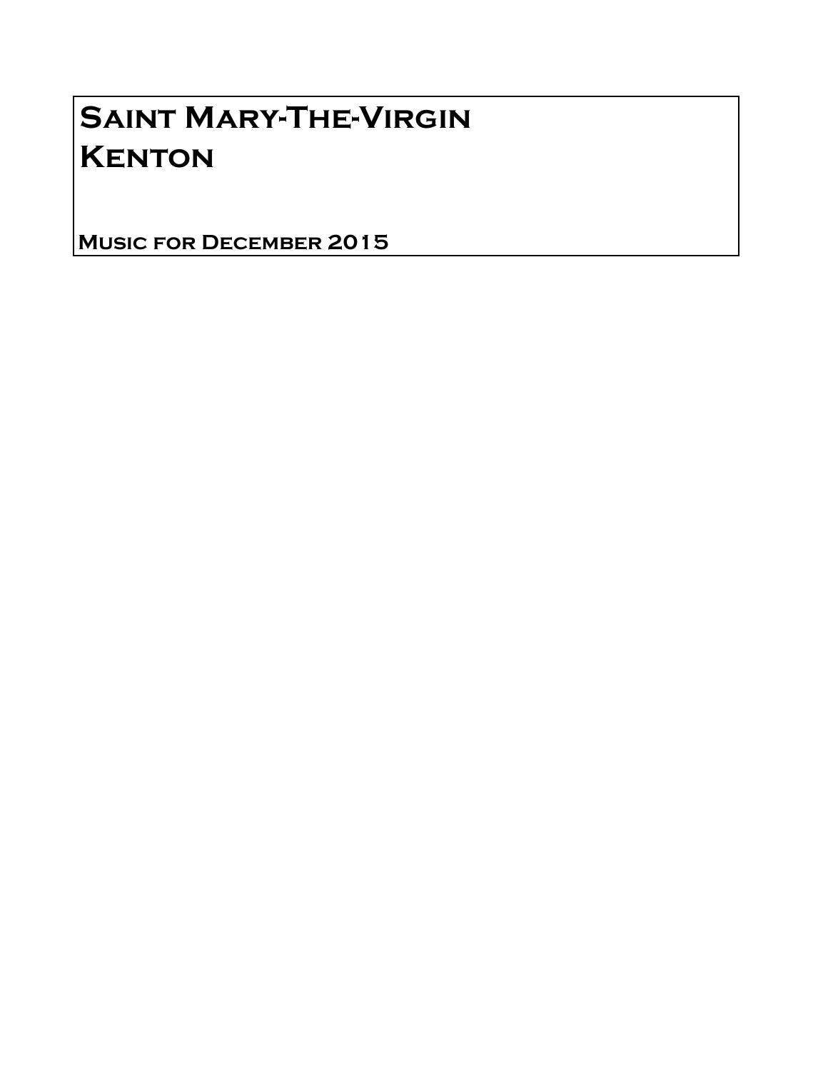# Saint Mary-The-Virgin
# Kenton

**Music for December 2015**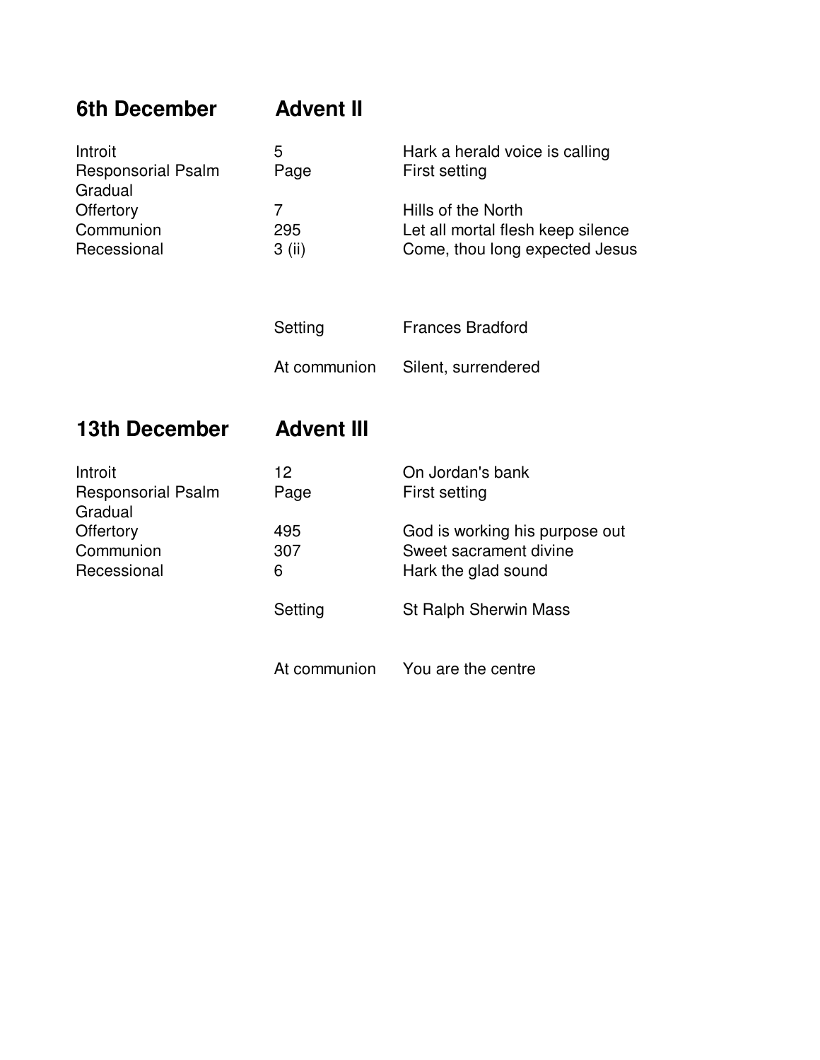## 6th December Advent II

| | | |
|---|---|---|
| Introit | 5 | Hark a herald voice is calling |
| Responsorial Psalm | Page | First setting |
| Gradual | | |
| Offertory | 7 | Hills of the North |
| Communion | 295 | Let all mortal flesh keep silence |
| Recessional | 3 (ii) | Come, thou long expected Jesus |
| | Setting | Frances Bradford |
| | At communion | Silent, surrendered |

## 13th December Advent III

| | | |
|---|---|---|
| Introit | 12 | On Jordan's bank |
| Responsorial Psalm | Page | First setting |
| Gradual | | |
| Offertory | 495 | God is working his purpose out |
| Communion | 307 | Sweet sacrament divine |
| Recessional | 6 | Hark the glad sound |
| | Setting | St Ralph Sherwin Mass |
| | At communion | You are the centre |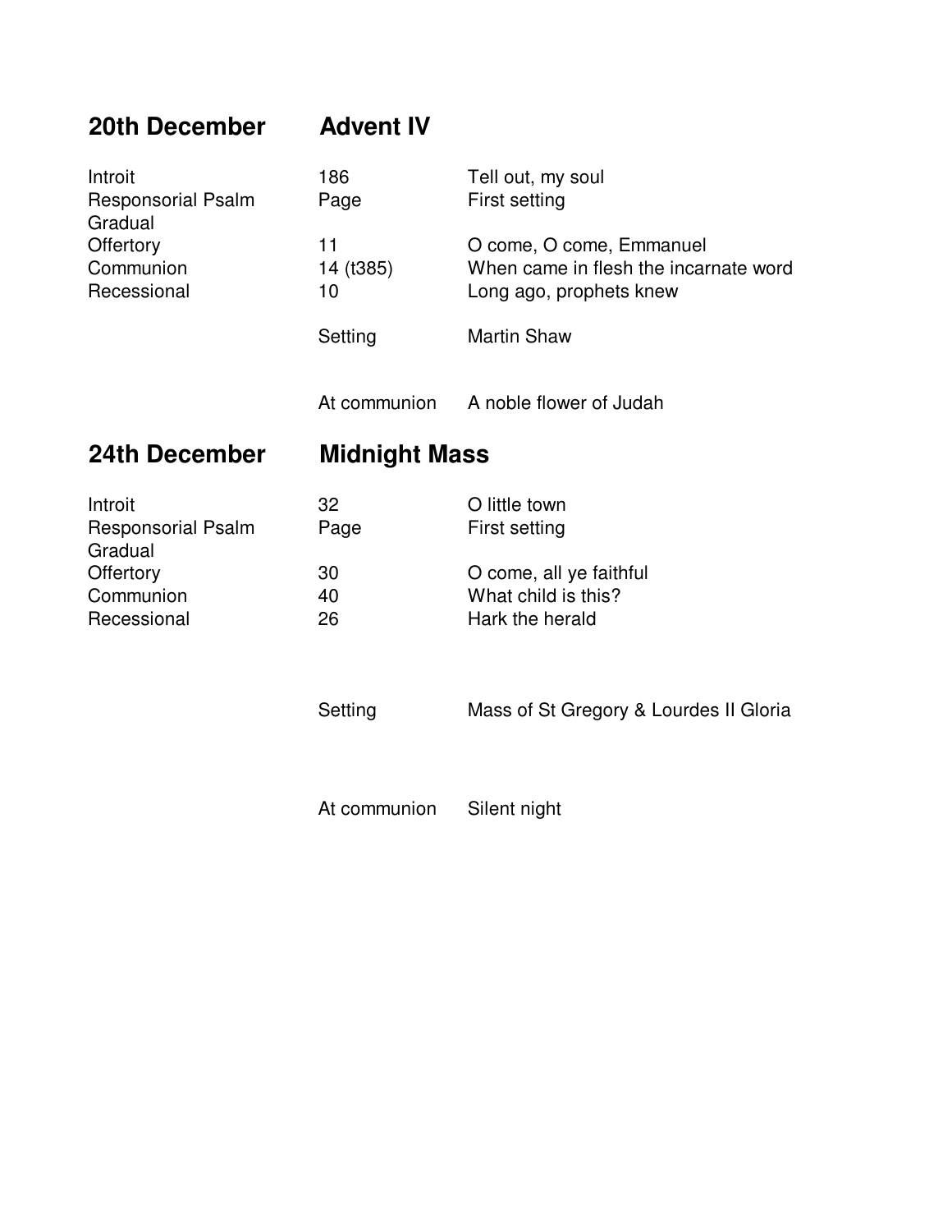## 20th December Advent IV

| | | |
|---|---|---|
| Introit | 186 | Tell out, my soul |
| Responsorial Psalm | Page | First setting |
| Gradual | | |
| Offertory | 11 | O come, O come, Emmanuel |
| Communion | 14 (t385) | When came in flesh the incarnate word |
| Recessional | 10 | Long ago, prophets knew |
| | Setting | Martin Shaw |
| | At communion | A noble flower of Judah |

## 24th December Midnight Mass

| | | |
|---|---|---|
| Introit | 32 | O little town |
| Responsorial Psalm | Page | First setting |
| Gradual | | |
| Offertory | 30 | O come, all ye faithful |
| Communion | 40 | What child is this? |
| Recessional | 26 | Hark the herald |
| | Setting | Mass of St Gregory & Lourdes II Gloria |
| | At communion | Silent night |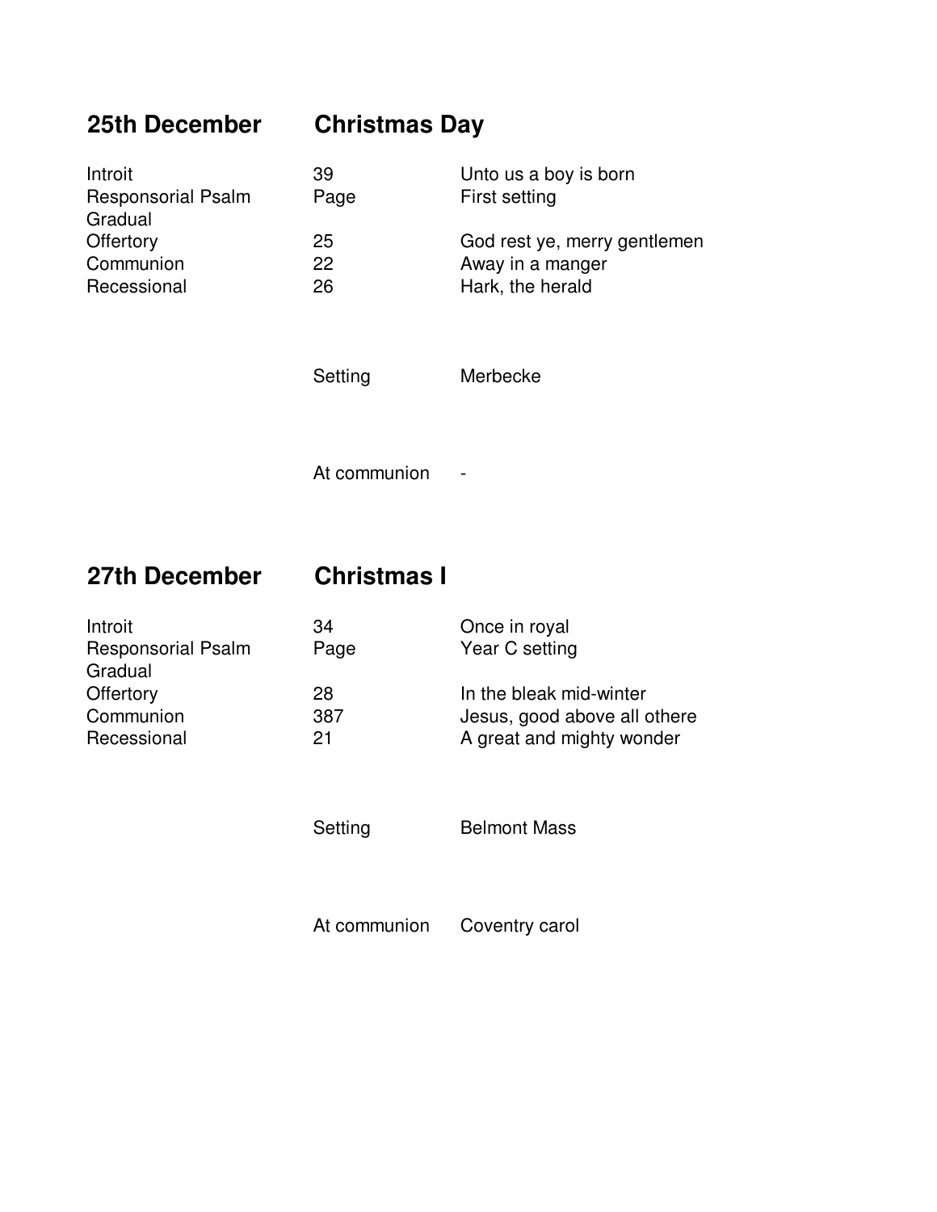## 25th December　Christmas Day

| | | |
|---|---|---|
| Introit | 39 | Unto us a boy is born |
| Responsorial Psalm Gradual | Page | First setting |
| Offertory | 25 | God rest ye, merry gentlemen |
| Communion | 22 | Away in a manger |
| Recessional | 26 | Hark, the herald |

| | |
|---|---|
| Setting | Merbecke |
| At communion | - |

## 27th December　Christmas I

| | | |
|---|---|---|
| Introit | 34 | Once in royal |
| Responsorial Psalm Gradual | Page | Year C setting |
| Offertory | 28 | In the bleak mid-winter |
| Communion | 387 | Jesus, good above all othere |
| Recessional | 21 | A great and mighty wonder |

| | |
|---|---|
| Setting | Belmont Mass |
| At communion | Coventry carol |